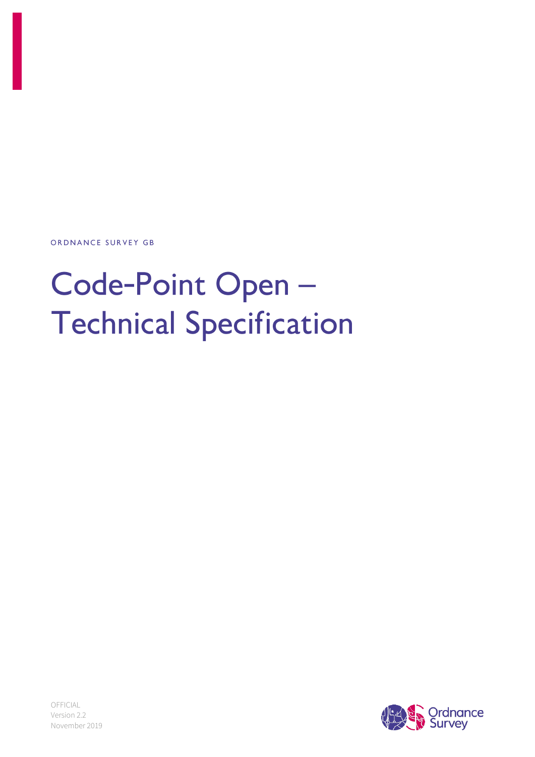ORDNANCE SURVEY GB

# Code-Point Open – Technical Specification

OFFICIAL
Version 2.2
November 2019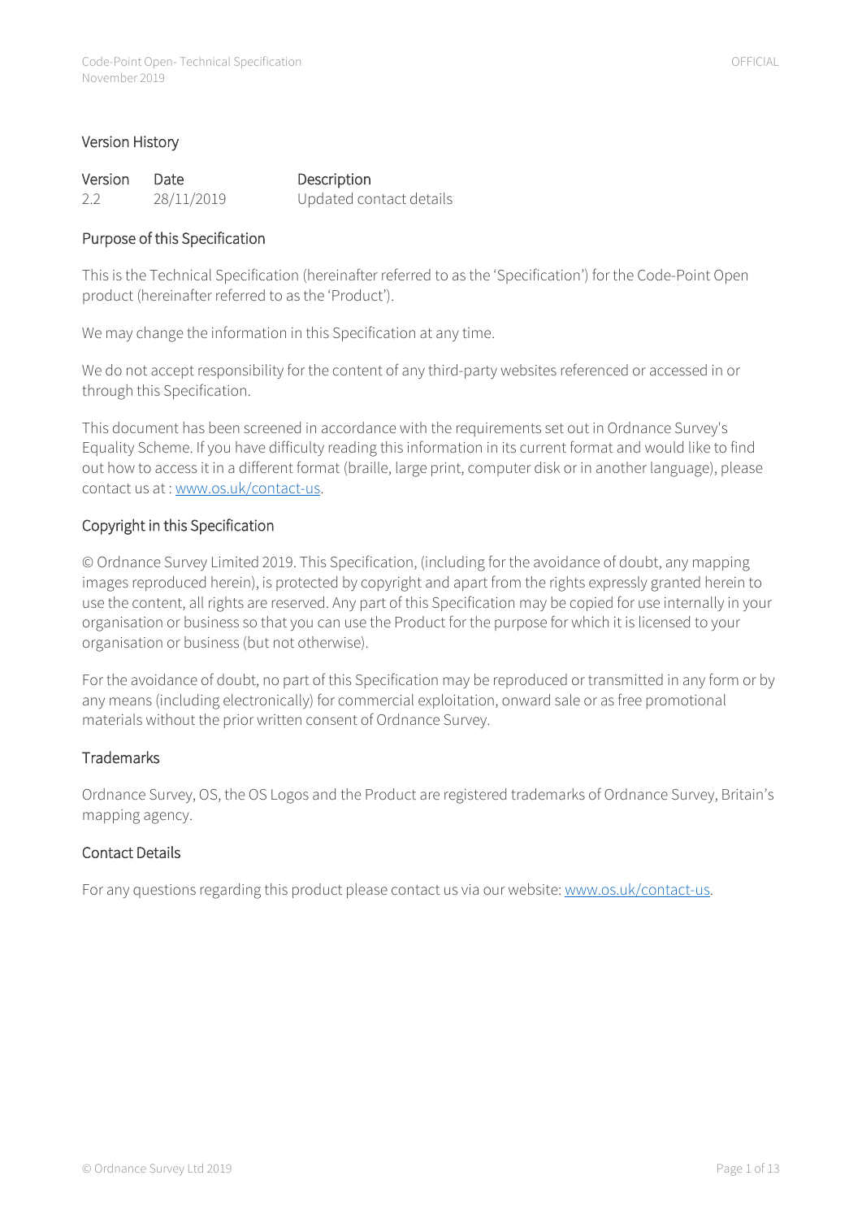## Version History

| Version | Date | Description |
|---|---|---|
| 2.2 | 28/11/2019 | Updated contact details |

## Purpose of this Specification

This is the Technical Specification (hereinafter referred to as the 'Specification') for the Code-Point Open product (hereinafter referred to as the 'Product').

We may change the information in this Specification at any time.

We do not accept responsibility for the content of any third-party websites referenced or accessed in or through this Specification.

This document has been screened in accordance with the requirements set out in Ordnance Survey's Equality Scheme. If you have difficulty reading this information in its current format and would like to find out how to access it in a different format (braille, large print, computer disk or in another language), please contact us at : [www.os.uk/contact-us](www.os.uk/contact-us).

## Copyright in this Specification

© Ordnance Survey Limited 2019. This Specification, (including for the avoidance of doubt, any mapping images reproduced herein), is protected by copyright and apart from the rights expressly granted herein to use the content, all rights are reserved. Any part of this Specification may be copied for use internally in your organisation or business so that you can use the Product for the purpose for which it is licensed to your organisation or business (but not otherwise).

For the avoidance of doubt, no part of this Specification may be reproduced or transmitted in any form or by any means (including electronically) for commercial exploitation, onward sale or as free promotional materials without the prior written consent of Ordnance Survey.

## Trademarks

Ordnance Survey, OS, the OS Logos and the Product are registered trademarks of Ordnance Survey, Britain's mapping agency.

## Contact Details

For any questions regarding this product please contact us via our website: [www.os.uk/contact-us](www.os.uk/contact-us).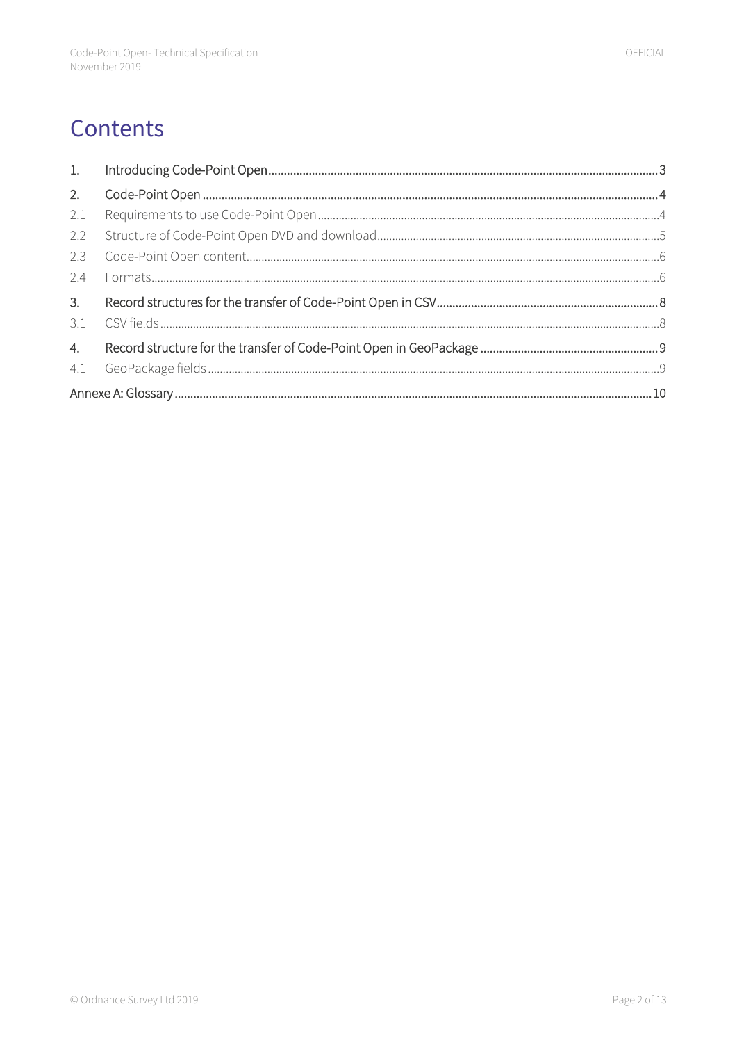# Contents

1. Introducing Code-Point Open ........ 3
2. Code-Point Open ........ 4
   - 2.1 Requirements to use Code-Point Open ........ 4
   - 2.2 Structure of Code-Point Open DVD and download ........ 5
   - 2.3 Code-Point Open content ........ 6
   - 2.4 Formats ........ 6
3. Record structures for the transfer of Code-Point Open in CSV ........ 8
   - 3.1 CSV fields ........ 8
4. Record structure for the transfer of Code-Point Open in GeoPackage ........ 9
   - 4.1 GeoPackage fields ........ 9

Annexe A: Glossary ........ 10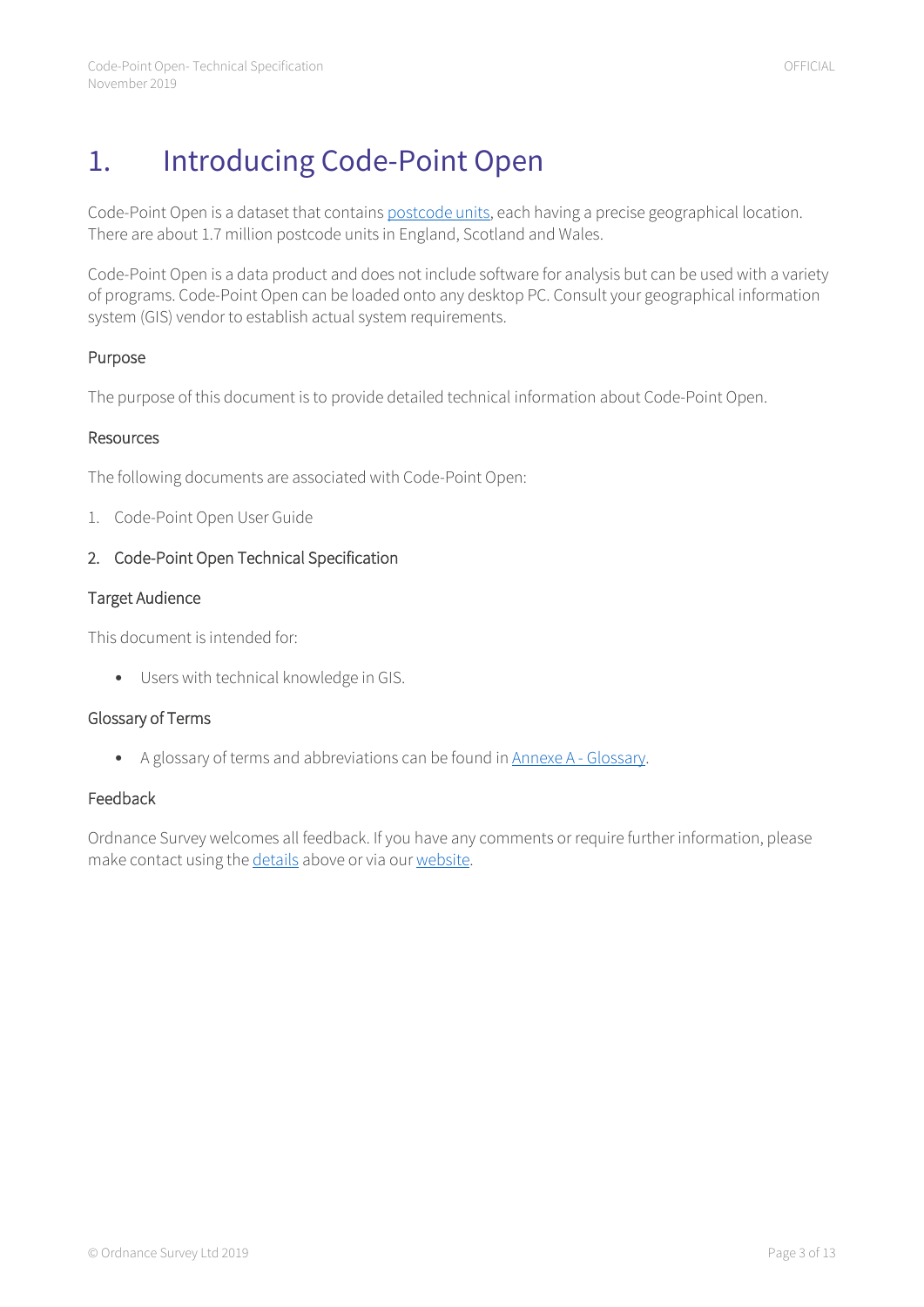# 1. Introducing Code-Point Open

Code-Point Open is a dataset that contains postcode units, each having a precise geographical location. There are about 1.7 million postcode units in England, Scotland and Wales.

Code-Point Open is a data product and does not include software for analysis but can be used with a variety of programs. Code-Point Open can be loaded onto any desktop PC. Consult your geographical information system (GIS) vendor to establish actual system requirements.

### Purpose

The purpose of this document is to provide detailed technical information about Code-Point Open.

### Resources

The following documents are associated with Code-Point Open:

1. Code-Point Open User Guide
2. Code-Point Open Technical Specification

### Target Audience

This document is intended for:

- Users with technical knowledge in GIS.

### Glossary of Terms

- A glossary of terms and abbreviations can be found in Annexe A - Glossary.

### Feedback

Ordnance Survey welcomes all feedback. If you have any comments or require further information, please make contact using the details above or via our website.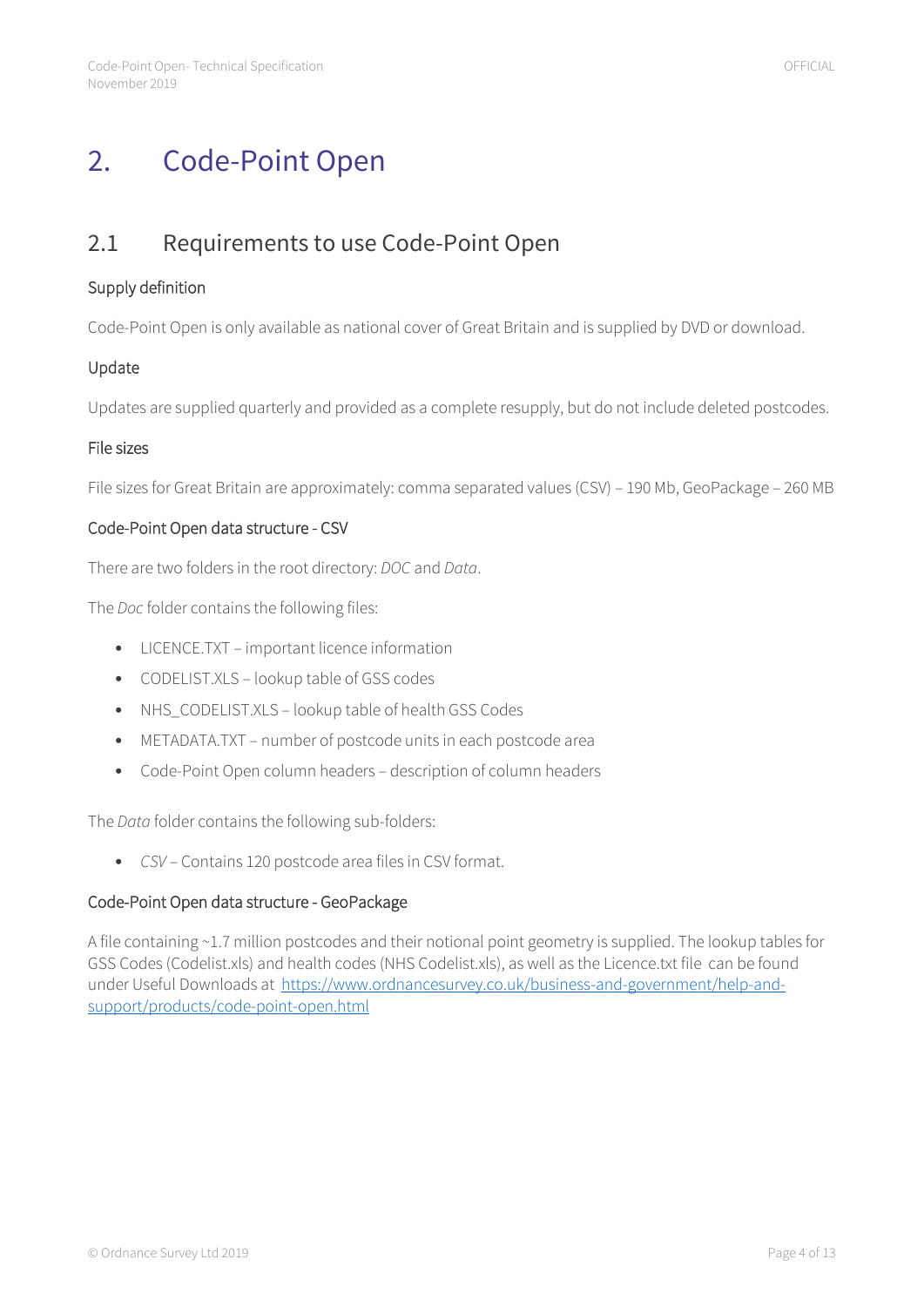# 2. Code-Point Open

## 2.1 Requirements to use Code-Point Open

### Supply definition

Code-Point Open is only available as national cover of Great Britain and is supplied by DVD or download.

### Update

Updates are supplied quarterly and provided as a complete resupply, but do not include deleted postcodes.

### File sizes

File sizes for Great Britain are approximately: comma separated values (CSV) – 190 Mb, GeoPackage – 260 MB

### Code-Point Open data structure - CSV

There are two folders in the root directory: *DOC* and *Data*.

The *Doc* folder contains the following files:

- LICENCE.TXT – important licence information
- CODELIST.XLS – lookup table of GSS codes
- NHS_CODELIST.XLS – lookup table of health GSS Codes
- METADATA.TXT – number of postcode units in each postcode area
- Code-Point Open column headers – description of column headers

The *Data* folder contains the following sub-folders:

- *CSV* – Contains 120 postcode area files in CSV format.

### Code-Point Open data structure - GeoPackage

A file containing ~1.7 million postcodes and their notional point geometry is supplied. The lookup tables for GSS Codes (Codelist.xls) and health codes (NHS Codelist.xls), as well as the Licence.txt file can be found under Useful Downloads at [https://www.ordnancesurvey.co.uk/business-and-government/help-and-support/products/code-point-open.html](https://www.ordnancesurvey.co.uk/business-and-government/help-and-support/products/code-point-open.html)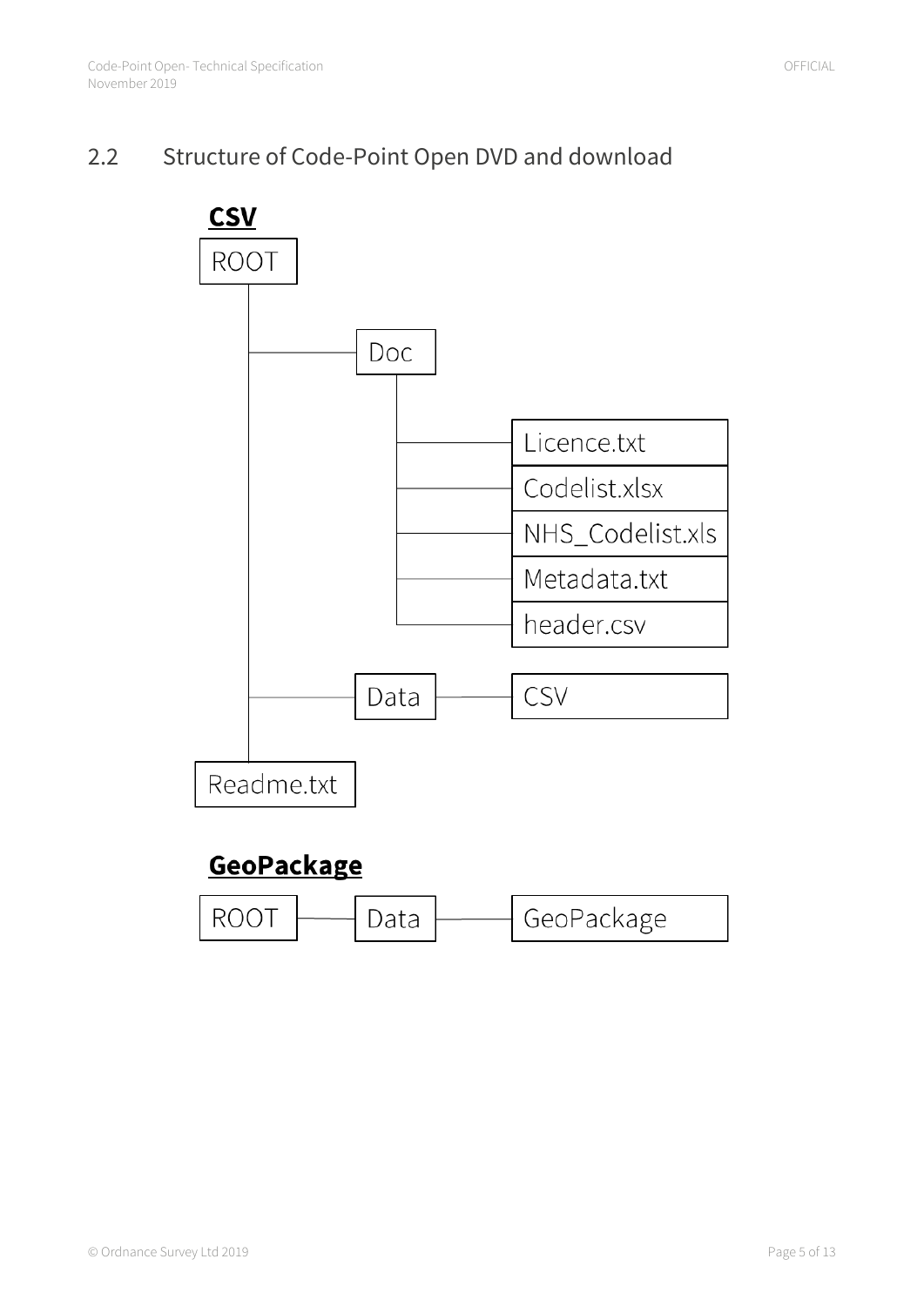## 2.2 Structure of Code-Point Open DVD and download

**CSV**

```
ROOT
├── Doc
│   ├── Licence.txt
│   ├── Codelist.xlsx
│   ├── NHS_Codelist.xls
│   ├── Metadata.txt
│   └── header.csv
├── Data ── CSV
└── Readme.txt
```

**GeoPackage**

```
ROOT ── Data ── GeoPackage
```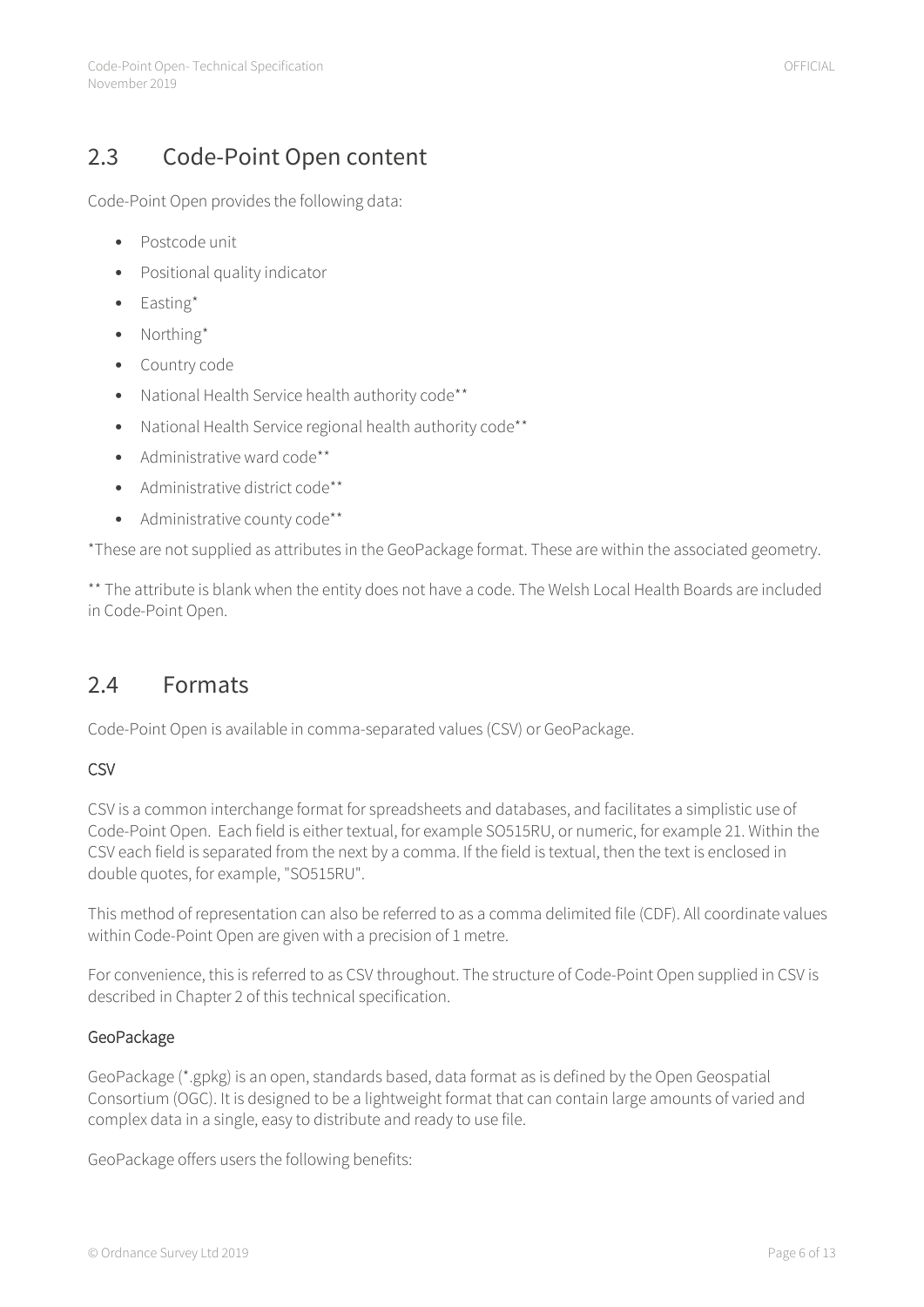## 2.3 Code-Point Open content

Code-Point Open provides the following data:

- Postcode unit
- Positional quality indicator
- Easting*
- Northing*
- Country code
- National Health Service health authority code**
- National Health Service regional health authority code**
- Administrative ward code**
- Administrative district code**
- Administrative county code**

*These are not supplied as attributes in the GeoPackage format. These are within the associated geometry.

** The attribute is blank when the entity does not have a code. The Welsh Local Health Boards are included in Code-Point Open.

## 2.4 Formats

Code-Point Open is available in comma-separated values (CSV) or GeoPackage.

### CSV

CSV is a common interchange format for spreadsheets and databases, and facilitates a simplistic use of Code-Point Open. Each field is either textual, for example SO515RU, or numeric, for example 21. Within the CSV each field is separated from the next by a comma. If the field is textual, then the text is enclosed in double quotes, for example, "SO515RU".

This method of representation can also be referred to as a comma delimited file (CDF). All coordinate values within Code-Point Open are given with a precision of 1 metre.

For convenience, this is referred to as CSV throughout. The structure of Code-Point Open supplied in CSV is described in Chapter 2 of this technical specification.

### GeoPackage

GeoPackage (*.gpkg) is an open, standards based, data format as is defined by the Open Geospatial Consortium (OGC). It is designed to be a lightweight format that can contain large amounts of varied and complex data in a single, easy to distribute and ready to use file.

GeoPackage offers users the following benefits: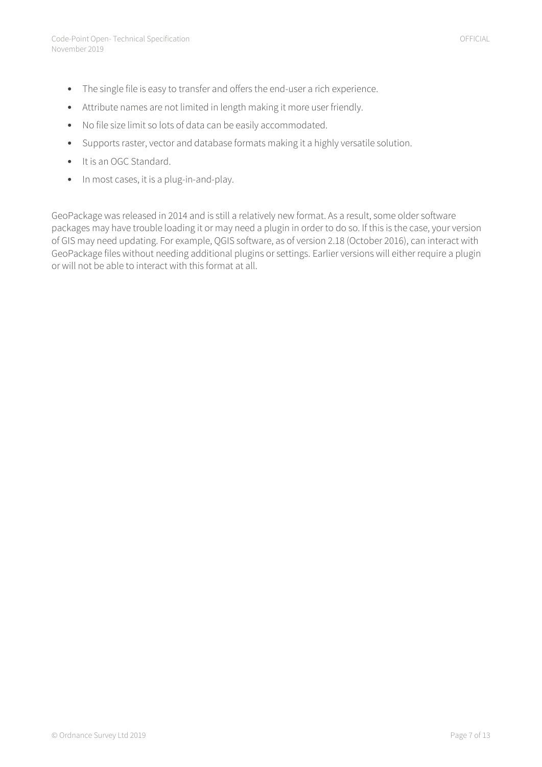- The single file is easy to transfer and offers the end-user a rich experience.
- Attribute names are not limited in length making it more user friendly.
- No file size limit so lots of data can be easily accommodated.
- Supports raster, vector and database formats making it a highly versatile solution.
- It is an OGC Standard.
- In most cases, it is a plug-in-and-play.

GeoPackage was released in 2014 and is still a relatively new format. As a result, some older software packages may have trouble loading it or may need a plugin in order to do so. If this is the case, your version of GIS may need updating. For example, QGIS software, as of version 2.18 (October 2016), can interact with GeoPackage files without needing additional plugins or settings. Earlier versions will either require a plugin or will not be able to interact with this format at all.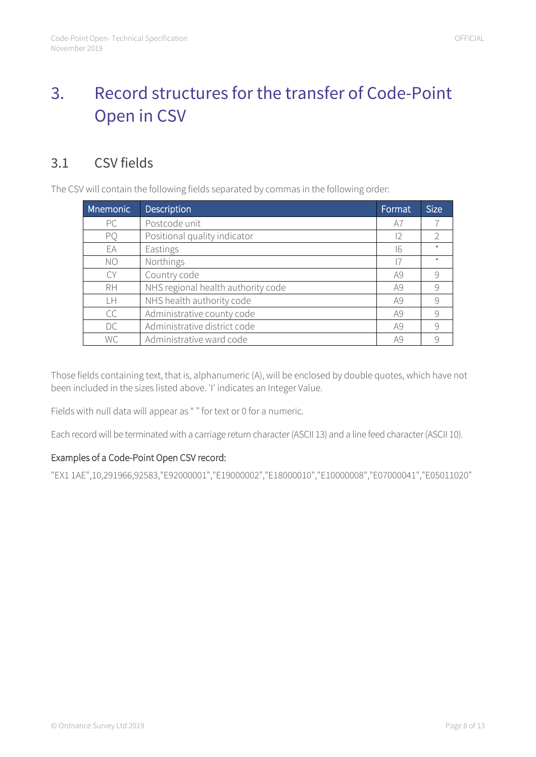# 3. Record structures for the transfer of Code-Point Open in CSV

## 3.1 CSV fields

The CSV will contain the following fields separated by commas in the following order:

| Mnemonic | Description | Format | Size |
|---|---|---|---|
| PC | Postcode unit | A7 | 7 |
| PQ | Positional quality indicator | I2 | 2 |
| EA | Eastings | I6 | * |
| NO | Northings | I7 | * |
| CY | Country code | A9 | 9 |
| RH | NHS regional health authority code | A9 | 9 |
| LH | NHS health authority code | A9 | 9 |
| CC | Administrative county code | A9 | 9 |
| DC | Administrative district code | A9 | 9 |
| WC | Administrative ward code | A9 | 9 |

Those fields containing text, that is, alphanumeric (A), will be enclosed by double quotes, which have not been included in the sizes listed above. 'I' indicates an Integer Value.

Fields with null data will appear as " " for text or 0 for a numeric.

Each record will be terminated with a carriage return character (ASCII 13) and a line feed character (ASCII 10).

### Examples of a Code-Point Open CSV record:

"EX1 1AE",10,291966,92583,"E92000001","E19000002","E18000010","E10000008","E07000041","E05011020"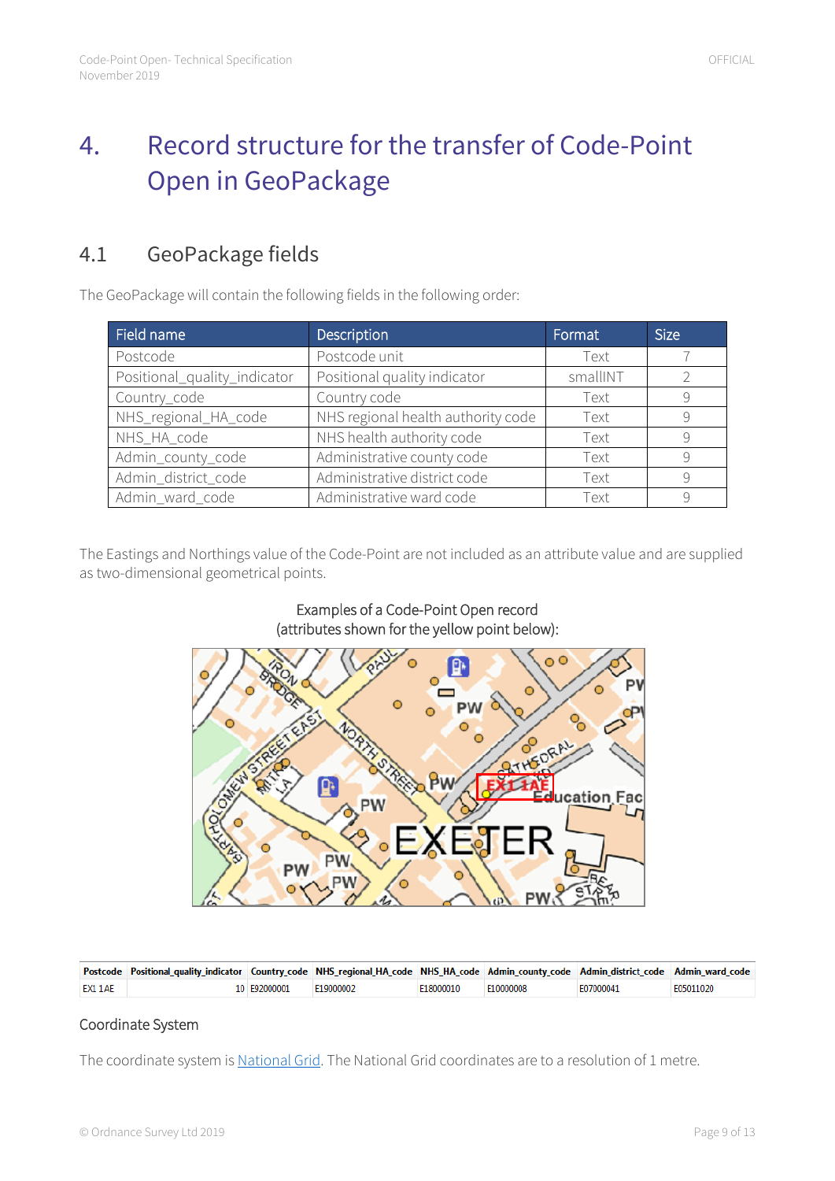# 4. Record structure for the transfer of Code-Point Open in GeoPackage

## 4.1 GeoPackage fields

The GeoPackage will contain the following fields in the following order:

| Field name | Description | Format | Size |
|---|---|---|---|
| Postcode | Postcode unit | Text | 7 |
| Positional_quality_indicator | Positional quality indicator | smallINT | 2 |
| Country_code | Country code | Text | 9 |
| NHS_regional_HA_code | NHS regional health authority code | Text | 9 |
| NHS_HA_code | NHS health authority code | Text | 9 |
| Admin_county_code | Administrative county code | Text | 9 |
| Admin_district_code | Administrative district code | Text | 9 |
| Admin_ward_code | Administrative ward code | Text | 9 |

The Eastings and Northings value of the Code-Point are not included as an attribute value and are supplied as two-dimensional geometrical points.

Examples of a Code-Point Open record
(attributes shown for the yellow point below):

| Postcode | Positional_quality_indicator | Country_code | NHS_regional_HA_code | NHS_HA_code | Admin_county_code | Admin_district_code | Admin_ward_code |
|---|---|---|---|---|---|---|---|
| EX1 1AE | 10 | E92000001 | E19000002 | E18000010 | E10000008 | E07000041 | E05011020 |

### Coordinate System

The coordinate system is National Grid. The National Grid coordinates are to a resolution of 1 metre.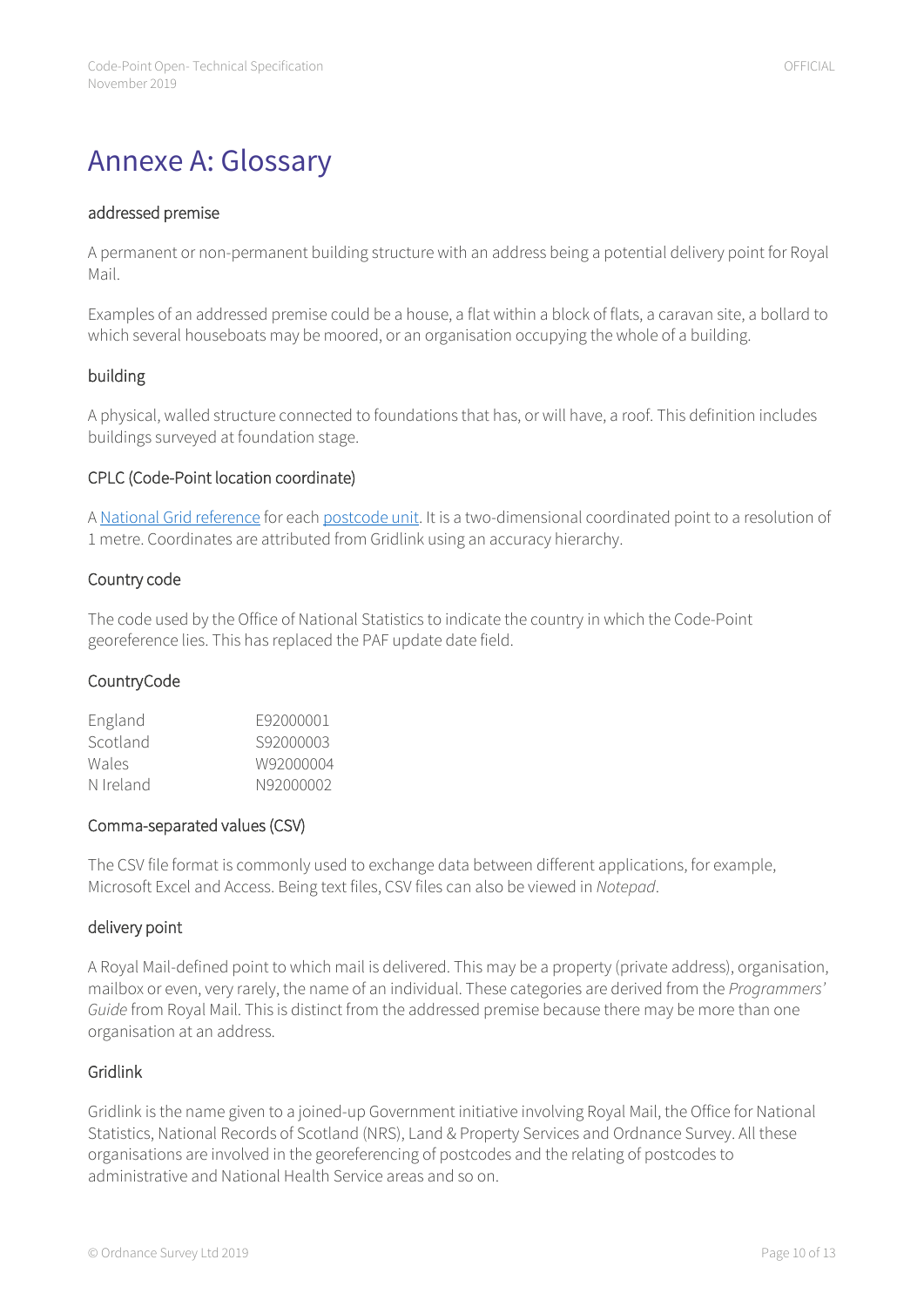# Annexe A: Glossary

### addressed premise

A permanent or non-permanent building structure with an address being a potential delivery point for Royal Mail.

Examples of an addressed premise could be a house, a flat within a block of flats, a caravan site, a bollard to which several houseboats may be moored, or an organisation occupying the whole of a building.

### building

A physical, walled structure connected to foundations that has, or will have, a roof. This definition includes buildings surveyed at foundation stage.

### CPLC (Code-Point location coordinate)

A National Grid reference for each postcode unit. It is a two-dimensional coordinated point to a resolution of 1 metre. Coordinates are attributed from Gridlink using an accuracy hierarchy.

### Country code

The code used by the Office of National Statistics to indicate the country in which the Code-Point georeference lies. This has replaced the PAF update date field.

### CountryCode

| | |
|---|---|
| England | E92000001 |
| Scotland | S92000003 |
| Wales | W92000004 |
| N Ireland | N92000002 |

### Comma-separated values (CSV)

The CSV file format is commonly used to exchange data between different applications, for example, Microsoft Excel and Access. Being text files, CSV files can also be viewed in *Notepad*.

### delivery point

A Royal Mail-defined point to which mail is delivered. This may be a property (private address), organisation, mailbox or even, very rarely, the name of an individual. These categories are derived from the *Programmers' Guide* from Royal Mail. This is distinct from the addressed premise because there may be more than one organisation at an address.

### Gridlink

Gridlink is the name given to a joined-up Government initiative involving Royal Mail, the Office for National Statistics, National Records of Scotland (NRS), Land & Property Services and Ordnance Survey. All these organisations are involved in the georeferencing of postcodes and the relating of postcodes to administrative and National Health Service areas and so on.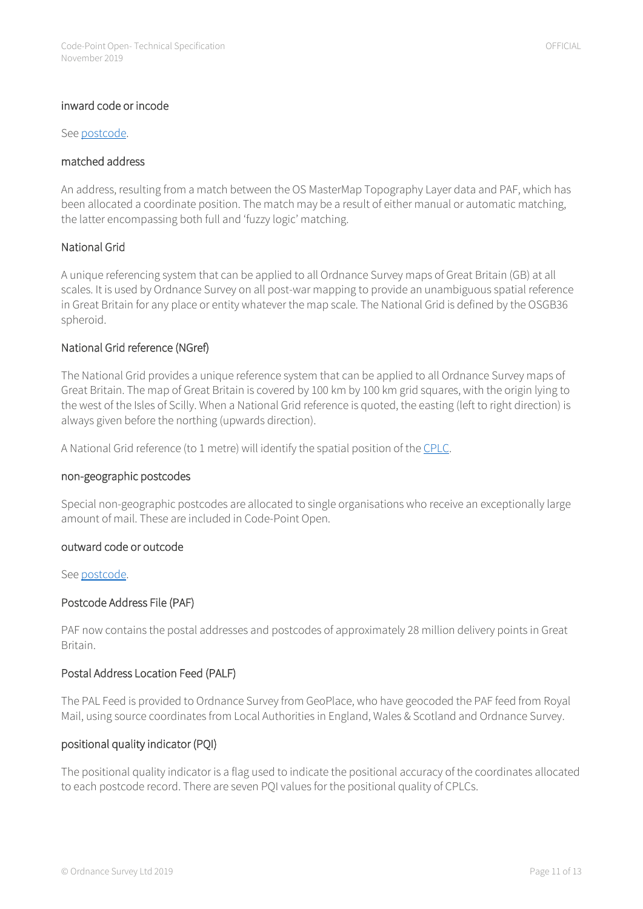### inward code or incode

See [postcode](#).

### matched address

An address, resulting from a match between the OS MasterMap Topography Layer data and PAF, which has been allocated a coordinate position. The match may be a result of either manual or automatic matching, the latter encompassing both full and 'fuzzy logic' matching.

### National Grid

A unique referencing system that can be applied to all Ordnance Survey maps of Great Britain (GB) at all scales. It is used by Ordnance Survey on all post-war mapping to provide an unambiguous spatial reference in Great Britain for any place or entity whatever the map scale. The National Grid is defined by the OSGB36 spheroid.

### National Grid reference (NGref)

The National Grid provides a unique reference system that can be applied to all Ordnance Survey maps of Great Britain. The map of Great Britain is covered by 100 km by 100 km grid squares, with the origin lying to the west of the Isles of Scilly. When a National Grid reference is quoted, the easting (left to right direction) is always given before the northing (upwards direction).

A National Grid reference (to 1 metre) will identify the spatial position of the [CPLC](#).

### non-geographic postcodes

Special non-geographic postcodes are allocated to single organisations who receive an exceptionally large amount of mail. These are included in Code-Point Open.

### outward code or outcode

See [postcode](#).

### Postcode Address File (PAF)

PAF now contains the postal addresses and postcodes of approximately 28 million delivery points in Great Britain.

### Postal Address Location Feed (PALF)

The PAL Feed is provided to Ordnance Survey from GeoPlace, who have geocoded the PAF feed from Royal Mail, using source coordinates from Local Authorities in England, Wales & Scotland and Ordnance Survey.

### positional quality indicator (PQI)

The positional quality indicator is a flag used to indicate the positional accuracy of the coordinates allocated to each postcode record. There are seven PQI values for the positional quality of CPLCs.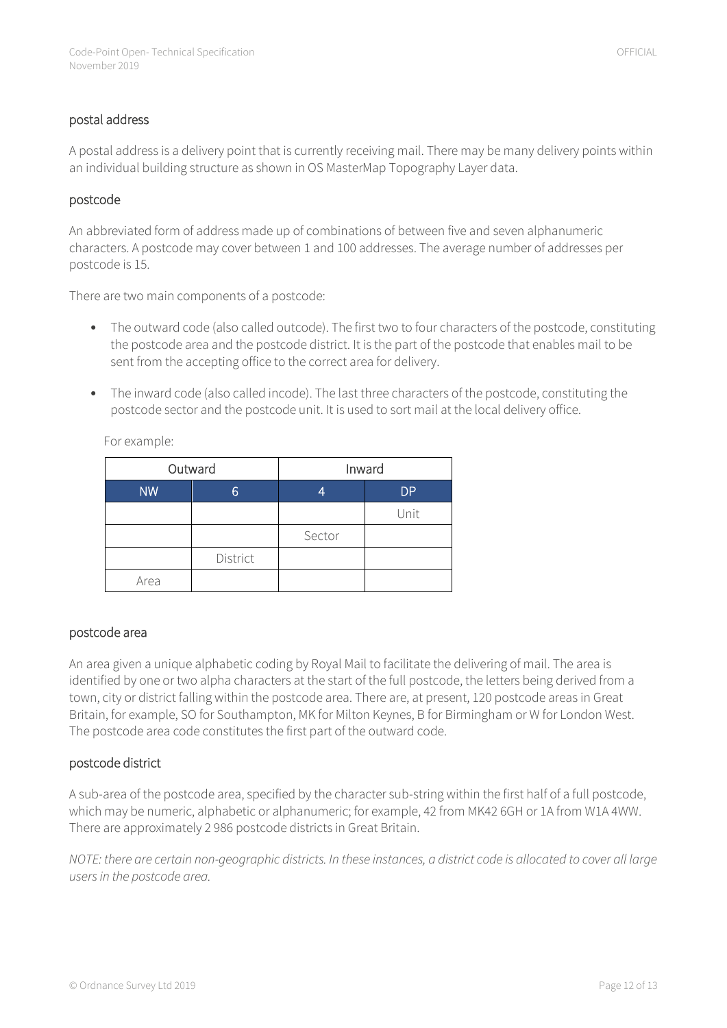### postal address

A postal address is a delivery point that is currently receiving mail. There may be many delivery points within an individual building structure as shown in OS MasterMap Topography Layer data.

### postcode

An abbreviated form of address made up of combinations of between five and seven alphanumeric characters. A postcode may cover between 1 and 100 addresses. The average number of addresses per postcode is 15.

There are two main components of a postcode:

- The outward code (also called outcode). The first two to four characters of the postcode, constituting the postcode area and the postcode district. It is the part of the postcode that enables mail to be sent from the accepting office to the correct area for delivery.
- The inward code (also called incode). The last three characters of the postcode, constituting the postcode sector and the postcode unit. It is used to sort mail at the local delivery office.

For example:

| Outward | | Inward | |
|---|---|---|---|
| NW | 6 | 4 | DP |
| | | | Unit |
| | | Sector | |
| | District | | |
| Area | | | |

### postcode area

An area given a unique alphabetic coding by Royal Mail to facilitate the delivering of mail. The area is identified by one or two alpha characters at the start of the full postcode, the letters being derived from a town, city or district falling within the postcode area. There are, at present, 120 postcode areas in Great Britain, for example, SO for Southampton, MK for Milton Keynes, B for Birmingham or W for London West. The postcode area code constitutes the first part of the outward code.

### postcode district

A sub-area of the postcode area, specified by the character sub-string within the first half of a full postcode, which may be numeric, alphabetic or alphanumeric; for example, 42 from MK42 6GH or 1A from W1A 4WW. There are approximately 2 986 postcode districts in Great Britain.

*NOTE: there are certain non-geographic districts. In these instances, a district code is allocated to cover all large users in the postcode area.*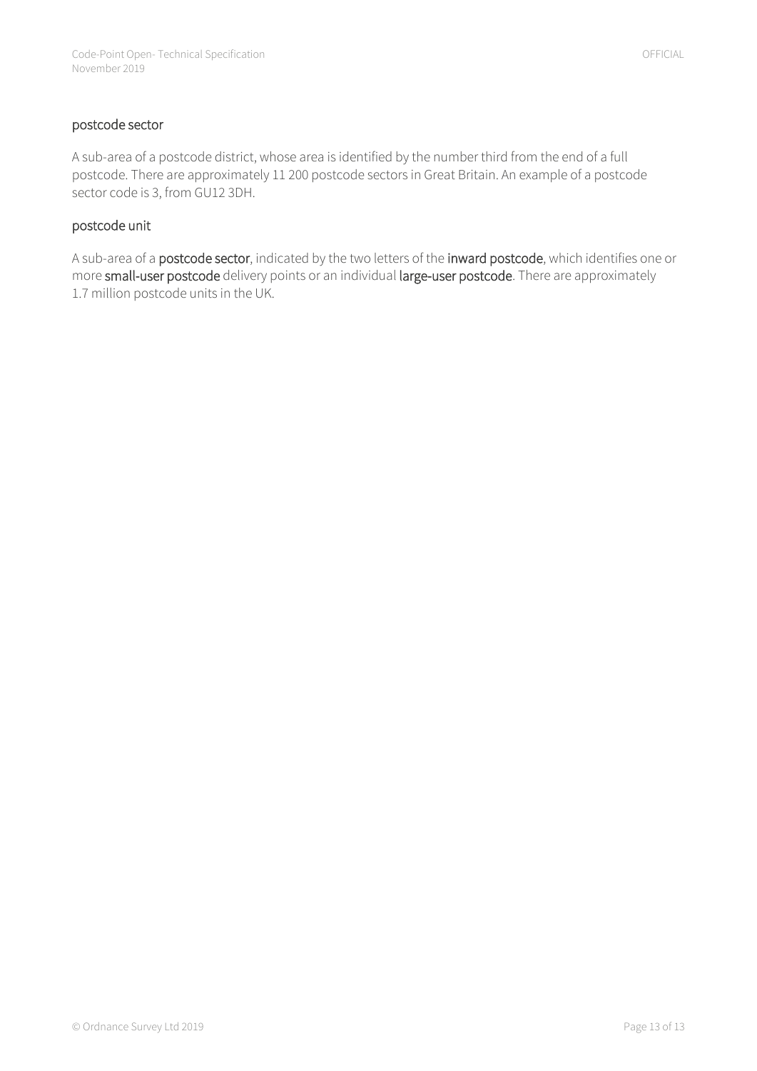### postcode sector

A sub-area of a postcode district, whose area is identified by the number third from the end of a full postcode. There are approximately 11 200 postcode sectors in Great Britain. An example of a postcode sector code is 3, from GU12 3DH.

### postcode unit

A sub-area of a **postcode sector**, indicated by the two letters of the **inward postcode**, which identifies one or more **small-user postcode** delivery points or an individual **large-user postcode**. There are approximately 1.7 million postcode units in the UK.